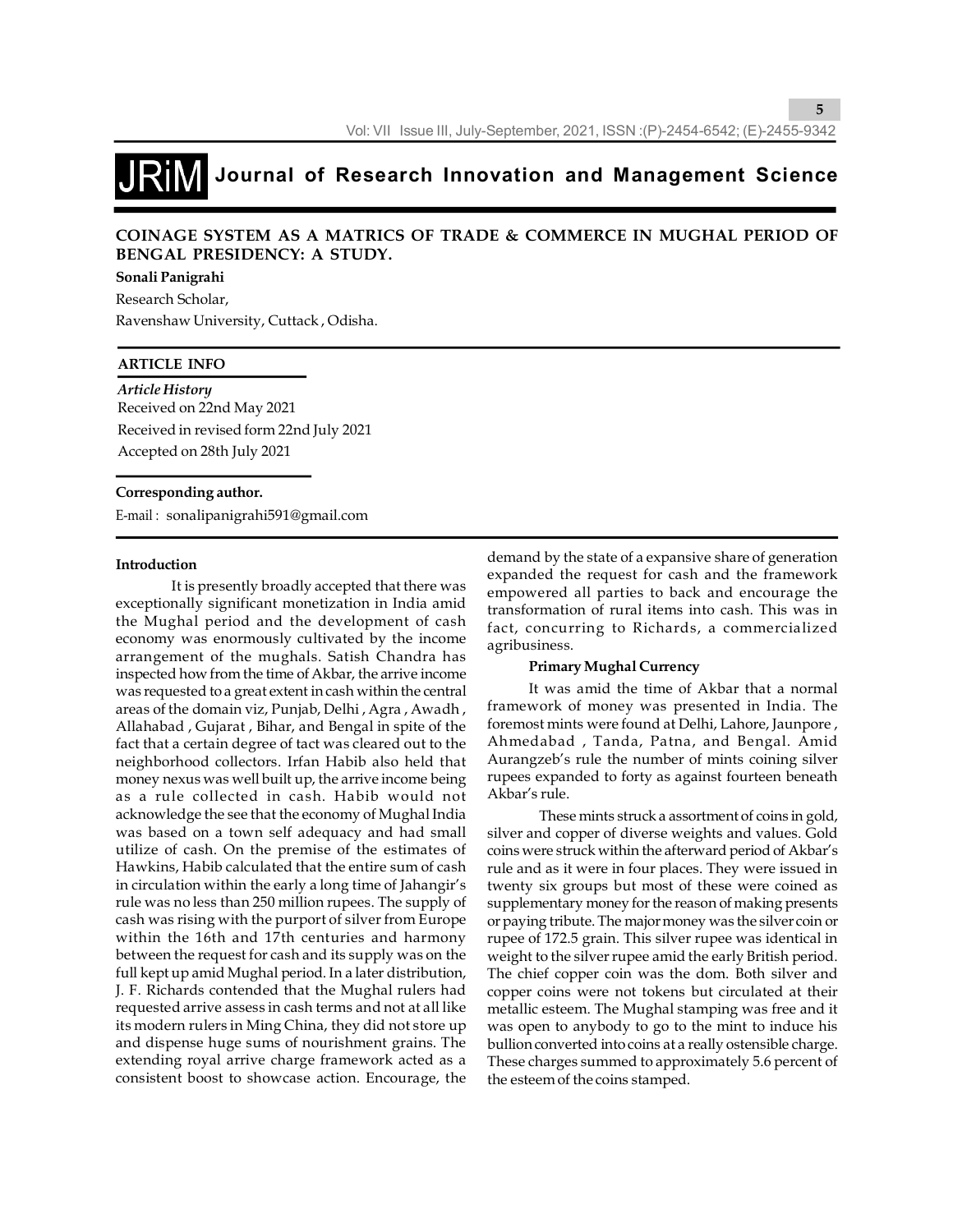# Journal of Research Innovation and Management Science

## COINAGE SYSTEM AS A MATRICS OF TRADE & COMMERCE IN MUGHAL PERIOD OF BENGAL PRESIDENCY: A STUDY.

**Sonali Panigrahi**

Research Scholar,

Ravenshaw University, Cuttack , Odisha.

**ARTICLE INFO**

*Article History*

Received on 22nd May 2021

Received in revised form 22nd July 2021

Accepted on 28th July 2021

**Corresponding author.**

E-mail : sonalipanigrahi591@gmail.com

### Introduction

It is presently broadly accepted that there was exceptionally significant monetization in India amid the Mughal period and the development of cash economy was enormously cultivated by the income arrangement of the mughals. Satish Chandra has inspected how from the time of Akbar, the arrive income was requested to a great extent in cash within the central areas of the domain viz, Punjab, Delhi , Agra , Awadh , Allahabad , Gujarat , Bihar, and Bengal in spite of the fact that a certain degree of tact was cleared out to the neighborhood collectors. Irfan Habib also held that money nexus was well built up, the arrive income being as a rule collected in cash. Habib would not acknowledge the see that the economy of Mughal India was based on a town self adequacy and had small utilize of cash. On the premise of the estimates of Hawkins, Habib calculated that the entire sum of cash in circulation within the early a long time of Jahangir's rule was no less than 250 million rupees. The supply of cash was rising with the purport of silver from Europe within the 16th and 17th centuries and harmony between the request for cash and its supply was on the full kept up amid Mughal period. In a later distribution, J. F. Richards contended that the Mughal rulers had requested arrive assess in cash terms and not at all like its modern rulers in Ming China, they did not store up and dispense huge sums of nourishment grains. The extending royal arrive charge framework acted as a consistent boost to showcase action. Encourage, the demand by the state of a expansive share of generation expanded the request for cash and the framework empowered all parties to back and encourage the transformation of rural items into cash. This was in fact, concurring to Richards, a commercialized agribusiness.

### Primary Mughal Currency

It was amid the time of Akbar that a normal framework of money was presented in India. The foremost mints were found at Delhi, Lahore, Jaunpore , Ahmedabad , Tanda, Patna, and Bengal. Amid Aurangzeb's rule the number of mints coining silver rupees expanded to forty as against fourteen beneath Akbar's rule.

These mints struck a assortment of coins in gold, silver and copper of diverse weights and values. Gold coins were struck within the afterward period of Akbar's rule and as it were in four places. They were issued in twenty six groups but most of these were coined as supplementary money for the reason of making presents or paying tribute. The major money was the silver coin or rupee of 172.5 grain. This silver rupee was identical in weight to the silver rupee amid the early British period. The chief copper coin was the dom. Both silver and copper coins were not tokens but circulated at their metallic esteem. The Mughal stamping was free and it was open to anybody to go to the mint to induce his bullion converted into coins at a really ostensible charge. These charges summed to approximately 5.6 percent of the esteem of the coins stamped.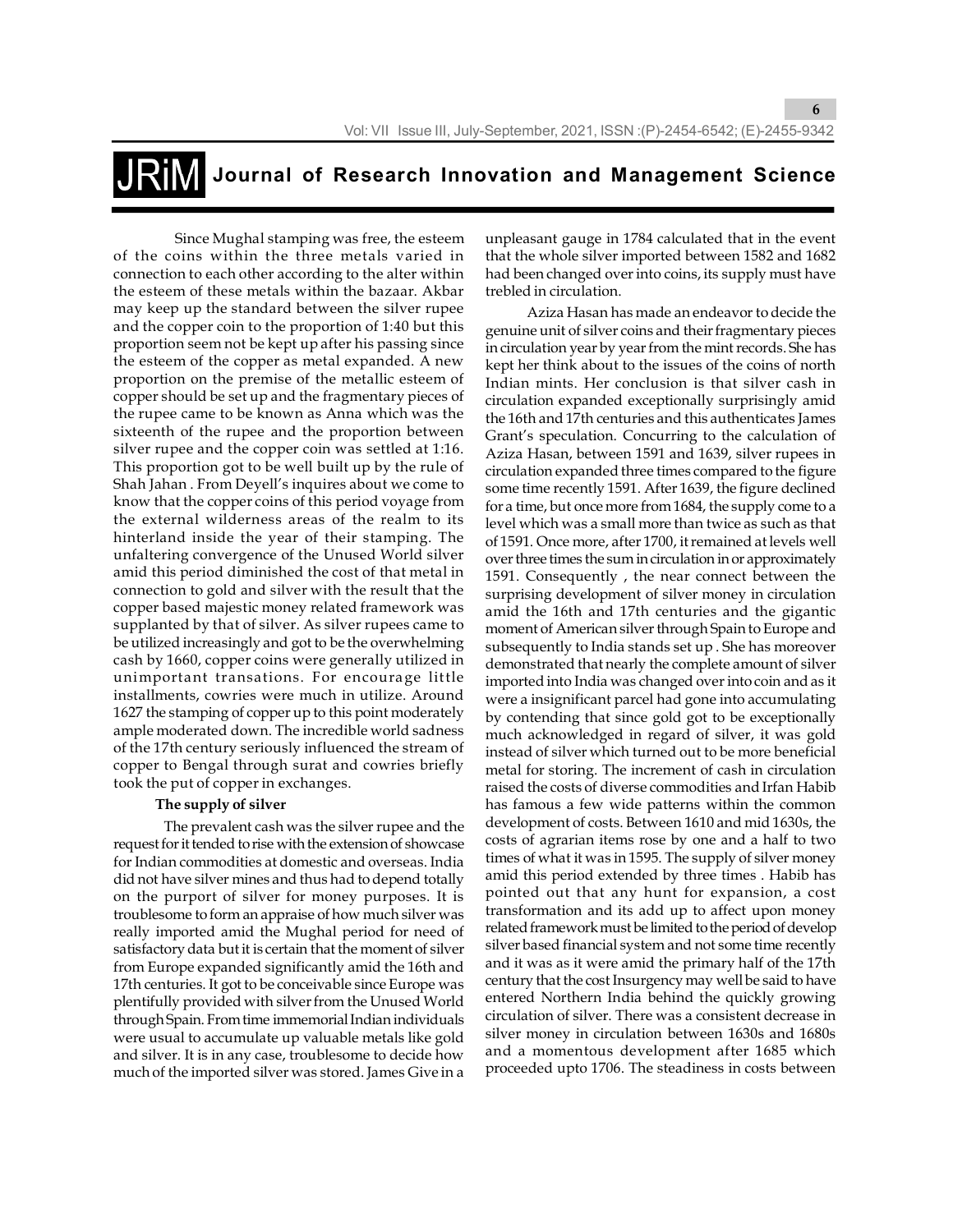Since Mughal stamping was free, the esteem of the coins within the three metals varied in connection to each other according to the alter within the esteem of these metals within the bazaar. Akbar may keep up the standard between the silver rupee and the copper coin to the proportion of 1:40 but this proportion seem not be kept up after his passing since the esteem of the copper as metal expanded. A new proportion on the premise of the metallic esteem of copper should be set up and the fragmentary pieces of the rupee came to be known as Anna which was the sixteenth of the rupee and the proportion between silver rupee and the copper coin was settled at 1:16. This proportion got to be well built up by the rule of Shah Jahan . From Deyell's inquires about we come to know that the copper coins of this period voyage from the external wilderness areas of the realm to its hinterland inside the year of their stamping. The unfaltering convergence of the Unused World silver amid this period diminished the cost of that metal in connection to gold and silver with the result that the copper based majestic money related framework was supplanted by that of silver. As silver rupees came to be utilized increasingly and got to be the overwhelming cash by 1660, copper coins were generally utilized in unimportant transations. For encourage little installments, cowries were much in utilize. Around 1627 the stamping of copper up to this point moderately ample moderated down. The incredible world sadness of the 17th century seriously influenced the stream of copper to Bengal through surat and cowries briefly took the put of copper in exchanges.

**The supply of silver**

The prevalent cash was the silver rupee and the request for it tended to rise with the extension of showcase for Indian commodities at domestic and overseas. India did not have silver mines and thus had to depend totally on the purport of silver for money purposes. It is troublesome to form an appraise of how much silver was really imported amid the Mughal period for need of satisfactory data but it is certain that the moment of silver from Europe expanded significantly amid the 16th and 17th centuries. It got to be conceivable since Europe was plentifully provided with silver from the Unused World through Spain. From time immemorial Indian individuals were usual to accumulate up valuable metals like gold and silver. It is in any case, troublesome to decide how much of the imported silver was stored. James Give in a unpleasant gauge in 1784 calculated that in the event that the whole silver imported between 1582 and 1682 had been changed over into coins, its supply must have trebled in circulation.

Aziza Hasan has made an endeavor to decide the genuine unit of silver coins and their fragmentary pieces in circulation year by year from the mint records. She has kept her think about to the issues of the coins of north Indian mints. Her conclusion is that silver cash in circulation expanded exceptionally surprisingly amid the 16th and 17th centuries and this authenticates James Grant's speculation. Concurring to the calculation of Aziza Hasan, between 1591 and 1639, silver rupees in circulation expanded three times compared to the figure some time recently 1591. After 1639, the figure declined for a time, but once more from 1684, the supply come to a level which was a small more than twice as such as that of 1591. Once more, after 1700, it remained at levels well over three times the sum in circulation in or approximately 1591. Consequently , the near connect between the surprising development of silver money in circulation amid the 16th and 17th centuries and the gigantic moment of American silver through Spain to Europe and subsequently to India stands set up . She has moreover demonstrated that nearly the complete amount of silver imported into India was changed over into coin and as it were a insignificant parcel had gone into accumulating by contending that since gold got to be exceptionally much acknowledged in regard of silver, it was gold instead of silver which turned out to be more beneficial metal for storing. The increment of cash in circulation raised the costs of diverse commodities and Irfan Habib has famous a few wide patterns within the common development of costs. Between 1610 and mid 1630s, the costs of agrarian items rose by one and a half to two times of what it was in 1595. The supply of silver money amid this period extended by three times . Habib has pointed out that any hunt for expansion, a cost transformation and its add up to affect upon money related framework must be limited to the period of develop silver based financial system and not some time recently and it was as it were amid the primary half of the 17th century that the cost Insurgency may well be said to have entered Northern India behind the quickly growing circulation of silver. There was a consistent decrease in silver money in circulation between 1630s and 1680s and a momentous development after 1685 which proceeded upto 1706. The steadiness in costs between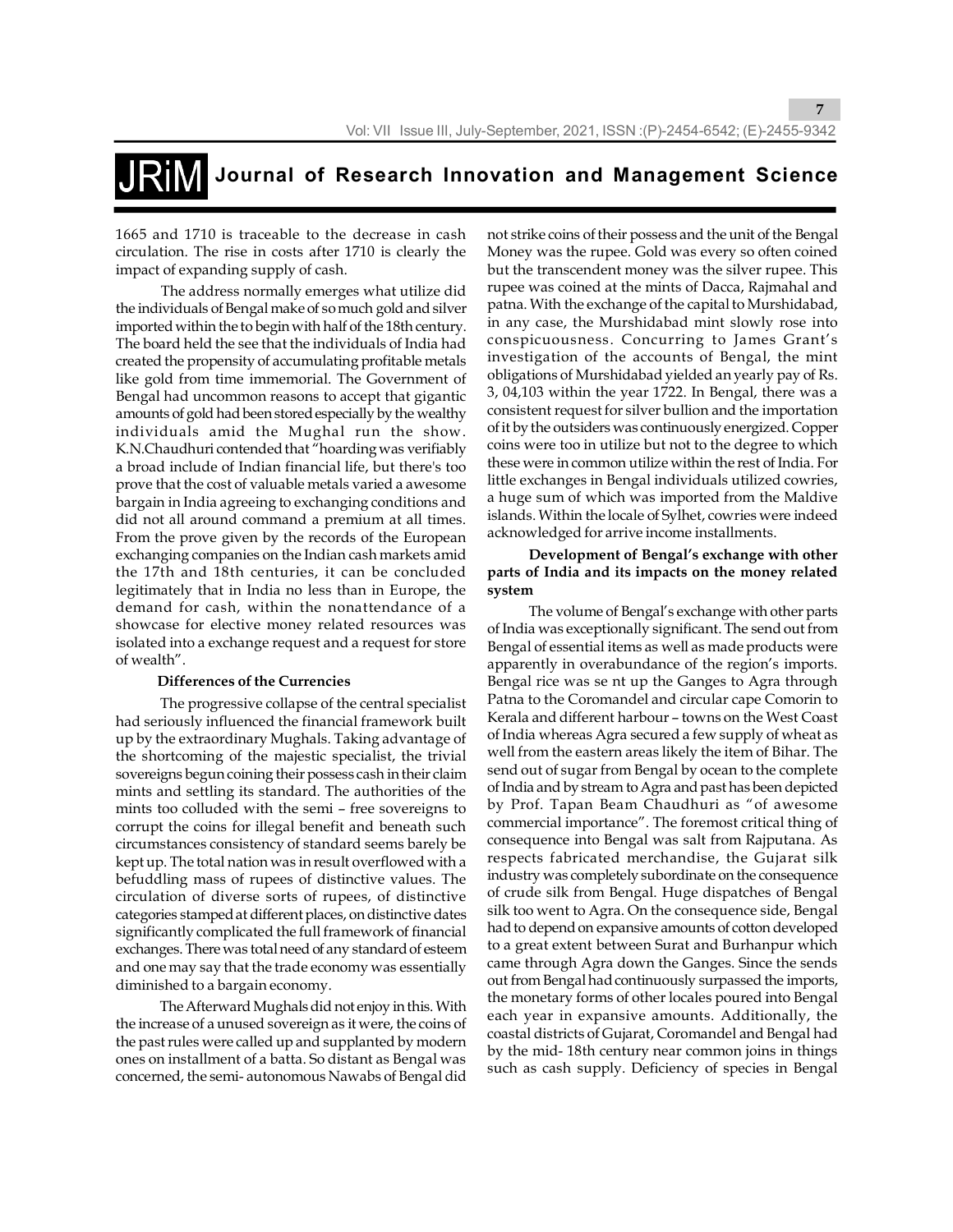1665 and 1710 is traceable to the decrease in cash circulation. The rise in costs after 1710 is clearly the impact of expanding supply of cash.

The address normally emerges what utilize did the individuals of Bengal make of so much gold and silver imported within the to begin with half of the 18th century. The board held the see that the individuals of India had created the propensity of accumulating profitable metals like gold from time immemorial. The Government of Bengal had uncommon reasons to accept that gigantic amounts of gold had been stored especially by the wealthy individuals amid the Mughal run the show. K.N.Chaudhuri contended that "hoarding was verifiably a broad include of Indian financial life, but there's too prove that the cost of valuable metals varied a awesome bargain in India agreeing to exchanging conditions and did not all around command a premium at all times. From the prove given by the records of the European exchanging companies on the Indian cash markets amid the 17th and 18th centuries, it can be concluded legitimately that in India no less than in Europe, the demand for cash, within the nonattendance of a showcase for elective money related resources was isolated into a exchange request and a request for store of wealth".

**Differences of the Currencies**

The progressive collapse of the central specialist had seriously influenced the financial framework built up by the extraordinary Mughals. Taking advantage of the shortcoming of the majestic specialist, the trivial sovereigns begun coining their possess cash in their claim mints and settling its standard. The authorities of the mints too colluded with the semi – free sovereigns to corrupt the coins for illegal benefit and beneath such circumstances consistency of standard seems barely be kept up. The total nation was in result overflowed with a befuddling mass of rupees of distinctive values. The circulation of diverse sorts of rupees, of distinctive categories stamped at different places, on distinctive dates significantly complicated the full framework of financial exchanges. There was total need of any standard of esteem and one may say that the trade economy was essentially diminished to a bargain economy.

The Afterward Mughals did not enjoy in this. With the increase of a unused sovereign as it were, the coins of the past rules were called up and supplanted by modern ones on installment of a batta. So distant as Bengal was concerned, the semi- autonomous Nawabs of Bengal did not strike coins of their possess and the unit of the Bengal Money was the rupee. Gold was every so often coined but the transcendent money was the silver rupee. This rupee was coined at the mints of Dacca, Rajmahal and patna. With the exchange of the capital to Murshidabad, in any case, the Murshidabad mint slowly rose into conspicuousness. Concurring to James Grant's investigation of the accounts of Bengal, the mint obligations of Murshidabad yielded an yearly pay of Rs. 3, 04,103 within the year 1722. In Bengal, there was a consistent request for silver bullion and the importation of it by the outsiders was continuously energized. Copper coins were too in utilize but not to the degree to which these were in common utilize within the rest of India. For little exchanges in Bengal individuals utilized cowries, a huge sum of which was imported from the Maldive islands. Within the locale of Sylhet, cowries were indeed acknowledged for arrive income installments.

**Development of Bengal's exchange with other parts of India and its impacts on the money related system**

The volume of Bengal's exchange with other parts of India was exceptionally significant. The send out from Bengal of essential items as well as made products were apparently in overabundance of the region's imports. Bengal rice was se nt up the Ganges to Agra through Patna to the Coromandel and circular cape Comorin to Kerala and different harbour – towns on the West Coast of India whereas Agra secured a few supply of wheat as well from the eastern areas likely the item of Bihar. The send out of sugar from Bengal by ocean to the complete of India and by stream to Agra and past has been depicted by Prof. Tapan Beam Chaudhuri as "of awesome commercial importance". The foremost critical thing of consequence into Bengal was salt from Rajputana. As respects fabricated merchandise, the Gujarat silk industry was completely subordinate on the consequence of crude silk from Bengal. Huge dispatches of Bengal silk too went to Agra. On the consequence side, Bengal had to depend on expansive amounts of cotton developed to a great extent between Surat and Burhanpur which came through Agra down the Ganges. Since the sends out from Bengal had continuously surpassed the imports, the monetary forms of other locales poured into Bengal each year in expansive amounts. Additionally, the coastal districts of Gujarat, Coromandel and Bengal had by the mid- 18th century near common joins in things such as cash supply. Deficiency of species in Bengal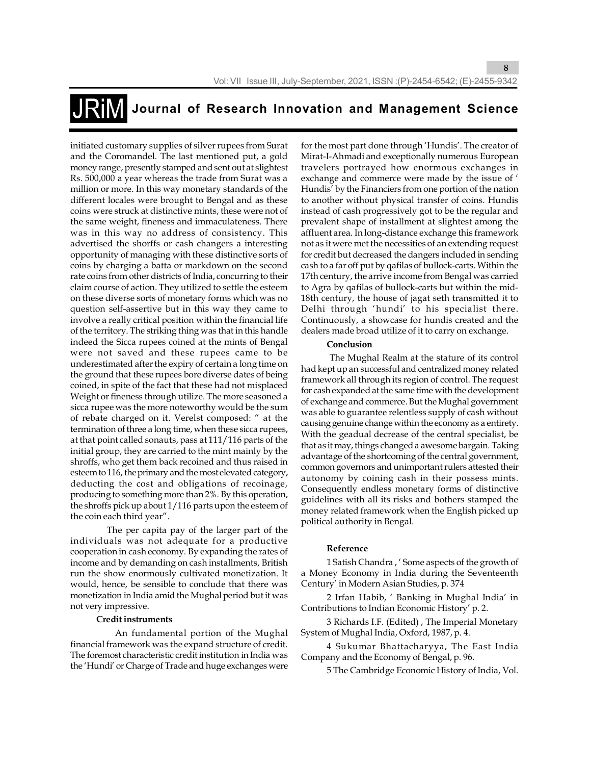initiated customary supplies of silver rupees from Surat and the Coromandel. The last mentioned put, a gold money range, presently stamped and sent out at slightest Rs. 500,000 a year whereas the trade from Surat was a million or more. In this way monetary standards of the different locales were brought to Bengal and as these coins were struck at distinctive mints, these were not of the same weight, fineness and immaculateness. There was in this way no address of consistency. This advertised the shorffs or cash changers a interesting opportunity of managing with these distinctive sorts of coins by charging a batta or markdown on the second rate coins from other districts of India, concurring to their claim course of action. They utilized to settle the esteem on these diverse sorts of monetary forms which was no question self-assertive but in this way they came to involve a really critical position within the financial life of the territory. The striking thing was that in this handle indeed the Sicca rupees coined at the mints of Bengal were not saved and these rupees came to be underestimated after the expiry of certain a long time on the ground that these rupees bore diverse dates of being coined, in spite of the fact that these had not misplaced Weight or fineness through utilize. The more seasoned a sicca rupee was the more noteworthy would be the sum of rebate charged on it. Verelst composed: " at the termination of three a long time, when these sicca rupees, at that point called sonauts, pass at 111/116 parts of the initial group, they are carried to the mint mainly by the shroffs, who get them back recoined and thus raised in esteem to 116, the primary and the most elevated category, deducting the cost and obligations of recoinage, producing to something more than 2%. By this operation, the shroffs pick up about 1/116 parts upon the esteem of the coin each third year".

The per capita pay of the larger part of the individuals was not adequate for a productive cooperation in cash economy. By expanding the rates of income and by demanding on cash installments, British run the show enormously cultivated monetization. It would, hence, be sensible to conclude that there was monetization in India amid the Mughal period but it was not very impressive.

### Credit instruments

An fundamental portion of the Mughal financial framework was the expand structure of credit. The foremost characteristic credit institution in India was the 'Hundi' or Charge of Trade and huge exchanges were for the most part done through 'Hundis'. The creator of Mirat-I-Ahmadi and exceptionally numerous European travelers portrayed how enormous exchanges in exchange and commerce were made by the issue of ' Hundis' by the Financiers from one portion of the nation to another without physical transfer of coins. Hundis instead of cash progressively got to be the regular and prevalent shape of installment at slightest among the affluent area. In long-distance exchange this framework not as it were met the necessities of an extending request for credit but decreased the dangers included in sending cash to a far off put by qafilas of bullock-carts. Within the 17th century, the arrive income from Bengal was carried to Agra by qafilas of bullock-carts but within the mid-18th century, the house of jagat seth transmitted it to Delhi through 'hundi' to his specialist there. Continuously, a showcase for hundis created and the dealers made broad utilize of it to carry on exchange.

### Conclusion

The Mughal Realm at the stature of its control had kept up an successful and centralized money related framework all through its region of control. The request for cash expanded at the same time with the development of exchange and commerce. But the Mughal government was able to guarantee relentless supply of cash without causing genuine change within the economy as a entirety. With the geadual decrease of the central specialist, be that as it may, things changed a awesome bargain. Taking advantage of the shortcoming of the central government, common governors and unimportant rulers attested their autonomy by coining cash in their possess mints. Consequently endless monetary forms of distinctive guidelines with all its risks and bothers stamped the money related framework when the English picked up political authority in Bengal.

### Reference

1 Satish Chandra , ' Some aspects of the growth of a Money Economy in India during the Seventeenth Century' in Modern Asian Studies, p. 374

2 Irfan Habib, ' Banking in Mughal India' in Contributions to Indian Economic History' p. 2.

3 Richards I.F. (Edited) , The Imperial Monetary System of Mughal India, Oxford, 1987, p. 4.

4 Sukumar Bhattacharyya, The East India Company and the Economy of Bengal, p. 96.

5 The Cambridge Economic History of India, Vol.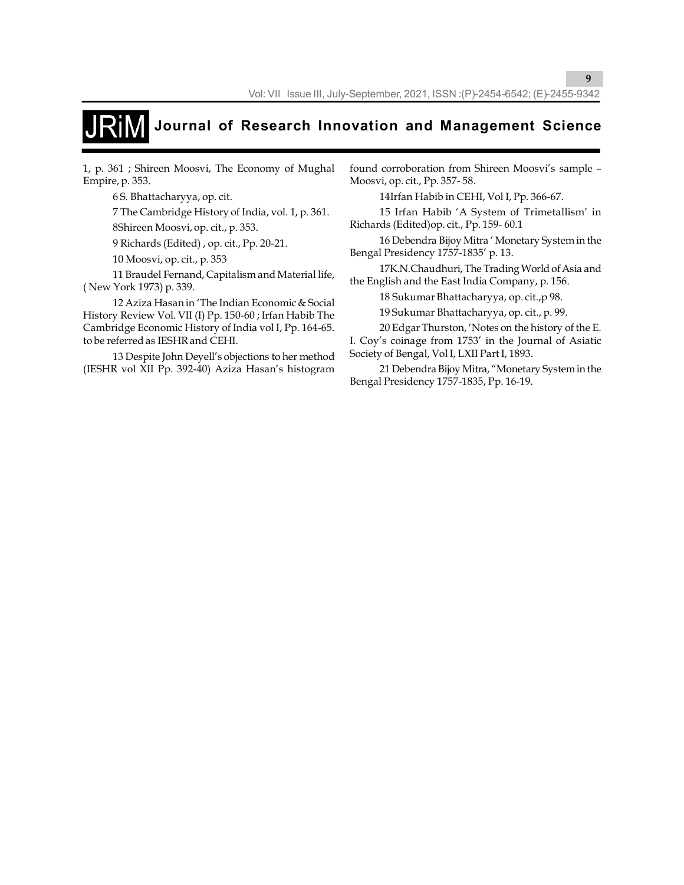1, p. 361 ; Shireen Moosvi, The Economy of Mughal Empire, p. 353.

6 S. Bhattacharyya, op. cit.

7 The Cambridge History of India, vol. 1, p. 361.

8Shireen Moosvi, op. cit., p. 353.

9 Richards (Edited) , op. cit., Pp. 20-21.

10 Moosvi, op. cit., p. 353

11 Braudel Fernand, Capitalism and Material life, ( New York 1973) p. 339.

12 Aziza Hasan in 'The Indian Economic & Social History Review Vol. VII (I) Pp. 150-60 ; Irfan Habib The Cambridge Economic History of India vol I, Pp. 164-65. to be referred as IESHR and CEHI.

13 Despite John Deyell's objections to her method (IESHR vol XII Pp. 392-40) Aziza Hasan's histogram found corroboration from Shireen Moosvi's sample – Moosvi, op. cit., Pp. 357- 58.

14Irfan Habib in CEHI, Vol I, Pp. 366-67.

15 Irfan Habib 'A System of Trimetallism' in Richards (Edited)op. cit., Pp. 159- 60.1

16 Debendra Bijoy Mitra ' Monetary System in the Bengal Presidency 1757-1835' p. 13.

17K.N.Chaudhuri, The Trading World of Asia and the English and the East India Company, p. 156.

18 Sukumar Bhattacharyya, op. cit.,p 98.

19 Sukumar Bhattacharyya, op. cit., p. 99.

20 Edgar Thurston, 'Notes on the history of the E. I. Coy's coinage from 1753' in the Journal of Asiatic Society of Bengal, Vol I, LXII Part I, 1893.

21 Debendra Bijoy Mitra, "Monetary System in the Bengal Presidency 1757-1835, Pp. 16-19.